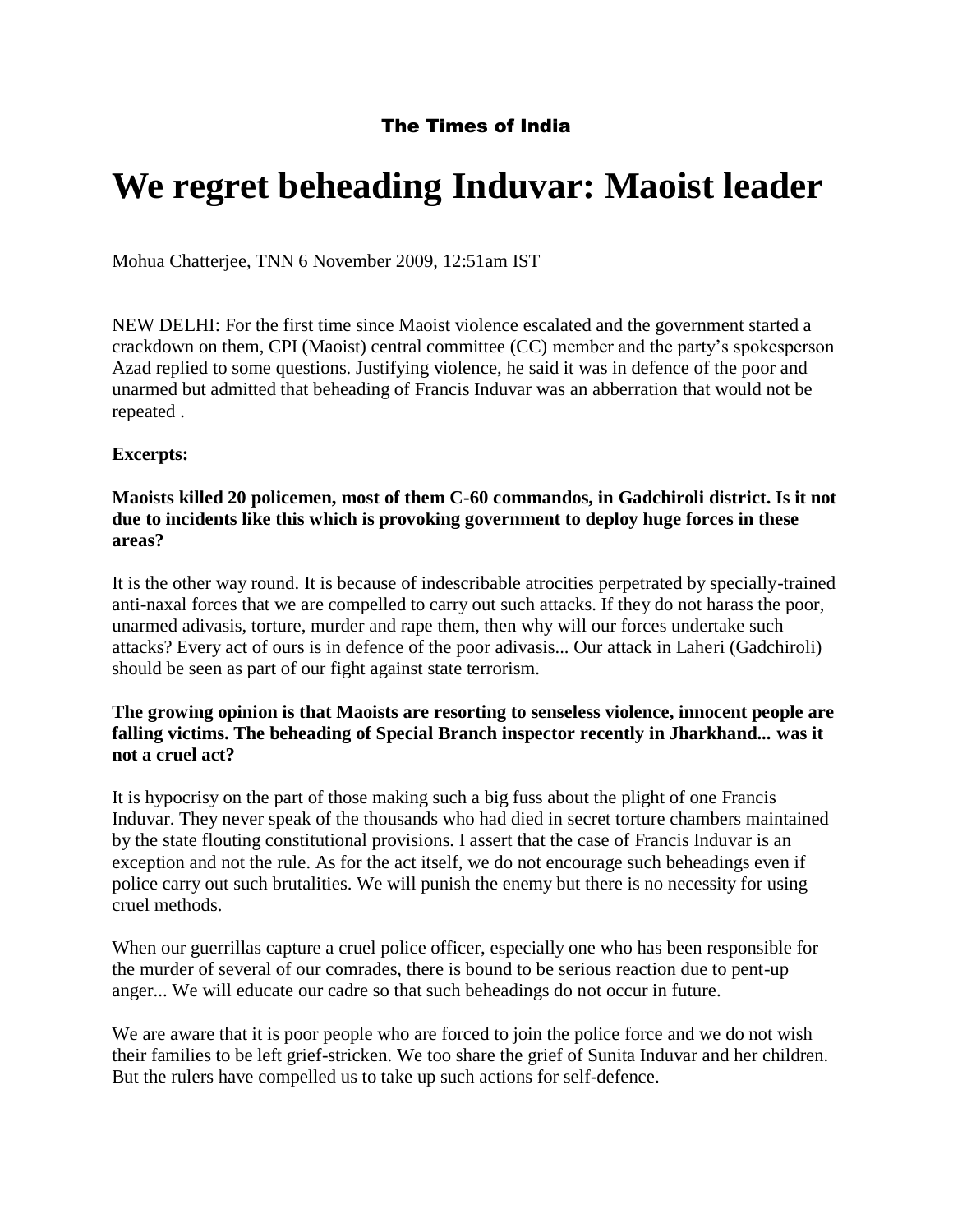The Times of India

# We regret beheading Induvar: Maoist leader

Mohua Chatterjee, TNN 6 November 2009, 12:51am IST

NEW DELHI: For the first time since Maoist violence escalated and the government started a crackdown on them, CPI (Maoist) central committee (CC) member and the party's spokesperson Azad replied to some questions. Justifying violence, he said it was in defence of the poor and unarmed but admitted that beheading of Francis Induvar was an abberration that would not be repeated .

**Excerpts:**

**Maoists killed 20 policemen, most of them C-60 commandos, in Gadchiroli district. Is it not due to incidents like this which is provoking government to deploy huge forces in these areas?**

It is the other way round. It is because of indescribable atrocities perpetrated by specially-trained anti-naxal forces that we are compelled to carry out such attacks. If they do not harass the poor, unarmed adivasis, torture, murder and rape them, then why will our forces undertake such attacks? Every act of ours is in defence of the poor adivasis... Our attack in Laheri (Gadchiroli) should be seen as part of our fight against state terrorism.

**The growing opinion is that Maoists are resorting to senseless violence, innocent people are falling victims. The beheading of Special Branch inspector recently in Jharkhand... was it not a cruel act?**

It is hypocrisy on the part of those making such a big fuss about the plight of one Francis Induvar. They never speak of the thousands who had died in secret torture chambers maintained by the state flouting constitutional provisions. I assert that the case of Francis Induvar is an exception and not the rule. As for the act itself, we do not encourage such beheadings even if police carry out such brutalities. We will punish the enemy but there is no necessity for using cruel methods.

When our guerrillas capture a cruel police officer, especially one who has been responsible for the murder of several of our comrades, there is bound to be serious reaction due to pent-up anger... We will educate our cadre so that such beheadings do not occur in future.

We are aware that it is poor people who are forced to join the police force and we do not wish their families to be left grief-stricken. We too share the grief of Sunita Induvar and her children. But the rulers have compelled us to take up such actions for self-defence.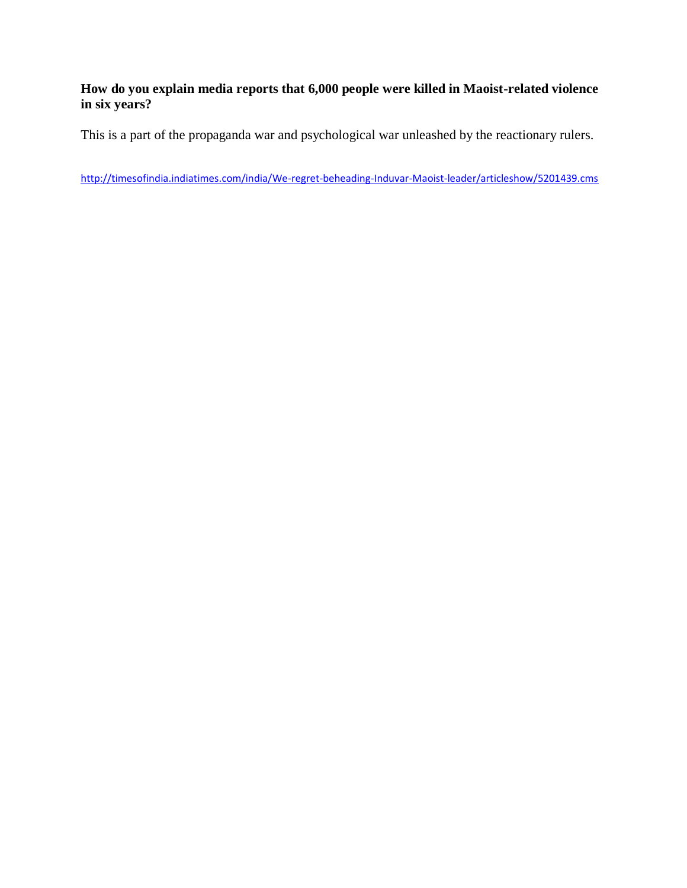**How do you explain media reports that 6,000 people were killed in Maoist-related violence in six years?**

This is a part of the propaganda war and psychological war unleashed by the reactionary rulers.

http://timesofindia.indiatimes.com/india/We-regret-beheading-Induvar-Maoist-leader/articleshow/5201439.cms